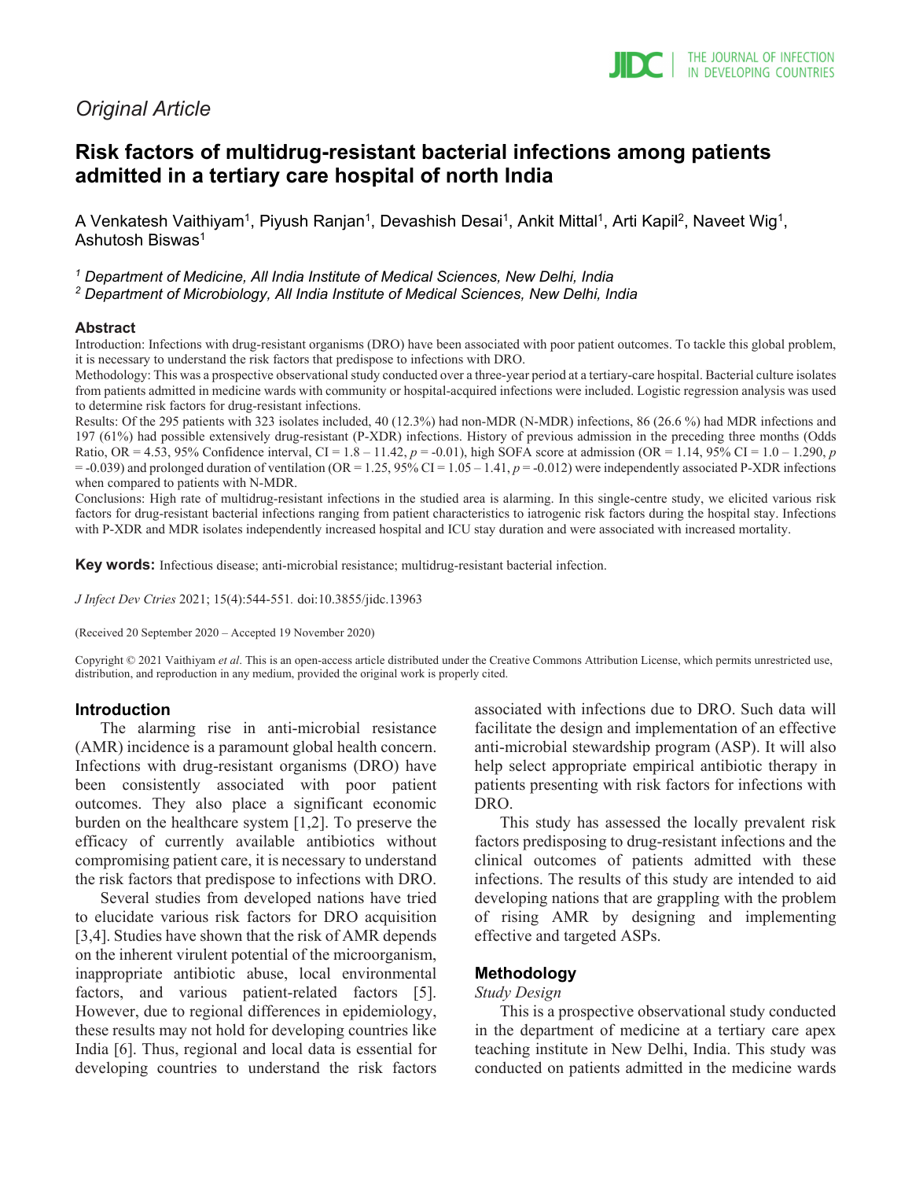*Original Article*

# Risk factors of multidrug-resistant bacterial infections among patients admitted in a tertiary care hospital of north India

A Venkatesh Vaithiyam[1], Piyush Ranjan[1], Devashish Desai[1], Ankit Mittal[1], Arti Kapil[2], Naveet Wig[1], Ashutosh Biswas[1]

[1] *Department of Medicine, All India Institute of Medical Sciences, New Delhi, India*
[2] *Department of Microbiology, All India Institute of Medical Sciences, New Delhi, India*

## Abstract

Introduction: Infections with drug-resistant organisms (DRO) have been associated with poor patient outcomes. To tackle this global problem, it is necessary to understand the risk factors that predispose to infections with DRO.

Methodology: This was a prospective observational study conducted over a three-year period at a tertiary-care hospital. Bacterial culture isolates from patients admitted in medicine wards with community or hospital-acquired infections were included. Logistic regression analysis was used to determine risk factors for drug-resistant infections.

Results: Of the 295 patients with 323 isolates included, 40 (12.3%) had non-MDR (N-MDR) infections, 86 (26.6 %) had MDR infections and 197 (61%) had possible extensively drug-resistant (P-XDR) infections. History of previous admission in the preceding three months (Odds Ratio, OR = 4.53, 95% Confidence interval, CI = 1.8 – 11.42, *p* = -0.01), high SOFA score at admission (OR = 1.14, 95% CI = 1.0 – 1.290, *p* = -0.039) and prolonged duration of ventilation (OR = 1.25, 95% CI = 1.05 – 1.41, *p* = -0.012) were independently associated P-XDR infections when compared to patients with N-MDR.

Conclusions: High rate of multidrug-resistant infections in the studied area is alarming. In this single-centre study, we elicited various risk factors for drug-resistant bacterial infections ranging from patient characteristics to iatrogenic risk factors during the hospital stay. Infections with P-XDR and MDR isolates independently increased hospital and ICU stay duration and were associated with increased mortality.

**Key words:** Infectious disease; anti-microbial resistance; multidrug-resistant bacterial infection.

*J Infect Dev Ctries* 2021; 15(4):544-551. doi:10.3855/jidc.13963

(Received 20 September 2020 – Accepted 19 November 2020)

Copyright © 2021 Vaithiyam *et al*. This is an open-access article distributed under the Creative Commons Attribution License, which permits unrestricted use, distribution, and reproduction in any medium, provided the original work is properly cited.

## Introduction

The alarming rise in anti-microbial resistance (AMR) incidence is a paramount global health concern. Infections with drug-resistant organisms (DRO) have been consistently associated with poor patient outcomes. They also place a significant economic burden on the healthcare system [1,2]. To preserve the efficacy of currently available antibiotics without compromising patient care, it is necessary to understand the risk factors that predispose to infections with DRO.

Several studies from developed nations have tried to elucidate various risk factors for DRO acquisition [3,4]. Studies have shown that the risk of AMR depends on the inherent virulent potential of the microorganism, inappropriate antibiotic abuse, local environmental factors, and various patient-related factors [5]. However, due to regional differences in epidemiology, these results may not hold for developing countries like India [6]. Thus, regional and local data is essential for developing countries to understand the risk factors associated with infections due to DRO. Such data will facilitate the design and implementation of an effective anti-microbial stewardship program (ASP). It will also help select appropriate empirical antibiotic therapy in patients presenting with risk factors for infections with DRO.

This study has assessed the locally prevalent risk factors predisposing to drug-resistant infections and the clinical outcomes of patients admitted with these infections. The results of this study are intended to aid developing nations that are grappling with the problem of rising AMR by designing and implementing effective and targeted ASPs.

## Methodology

*Study Design*

This is a prospective observational study conducted in the department of medicine at a tertiary care apex teaching institute in New Delhi, India. This study was conducted on patients admitted in the medicine wards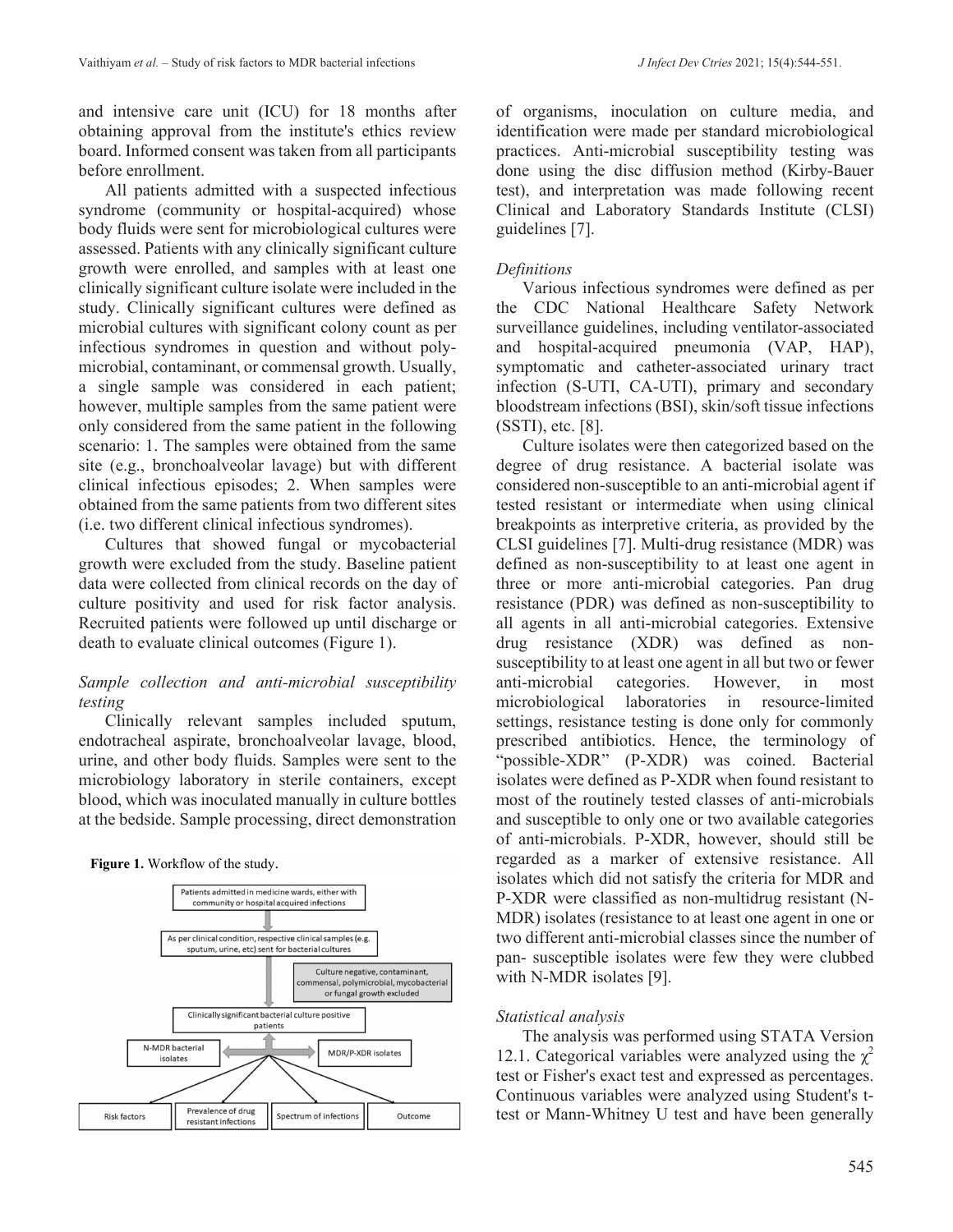and intensive care unit (ICU) for 18 months after obtaining approval from the institute's ethics review board. Informed consent was taken from all participants before enrollment.

All patients admitted with a suspected infectious syndrome (community or hospital-acquired) whose body fluids were sent for microbiological cultures were assessed. Patients with any clinically significant culture growth were enrolled, and samples with at least one clinically significant culture isolate were included in the study. Clinically significant cultures were defined as microbial cultures with significant colony count as per infectious syndromes in question and without poly-microbial, contaminant, or commensal growth. Usually, a single sample was considered in each patient; however, multiple samples from the same patient were only considered from the same patient in the following scenario: 1. The samples were obtained from the same site (e.g., bronchoalveolar lavage) but with different clinical infectious episodes; 2. When samples were obtained from the same patients from two different sites (i.e. two different clinical infectious syndromes).

Cultures that showed fungal or mycobacterial growth were excluded from the study. Baseline patient data were collected from clinical records on the day of culture positivity and used for risk factor analysis. Recruited patients were followed up until discharge or death to evaluate clinical outcomes (Figure 1).

### *Sample collection and anti-microbial susceptibility testing*

Clinically relevant samples included sputum, endotracheal aspirate, bronchoalveolar lavage, blood, urine, and other body fluids. Samples were sent to the microbiology laboratory in sterile containers, except blood, which was inoculated manually in culture bottles at the bedside. Sample processing, direct demonstration of organisms, inoculation on culture media, and identification were made per standard microbiological practices. Anti-microbial susceptibility testing was done using the disc diffusion method (Kirby-Bauer test), and interpretation was made following recent Clinical and Laboratory Standards Institute (CLSI) guidelines [7].

**Figure 1.** Workflow of the study.

Patients admitted in medicine wards, either with community or hospital acquired infections → As per clinical condition, respective clinical samples (e.g. sputum, urine, etc) sent for bacterial cultures → (Culture negative, contaminant, commensal, polymicrobial, mycobacterial or fungal growth excluded) → Clinically significant bacterial culture positive patients → N-MDR bacterial isolates / MDR/P-XDR isolates → Risk factors; Prevalence of drug resistant infections; Spectrum of infections; Outcome

### *Definitions*

Various infectious syndromes were defined as per the CDC National Healthcare Safety Network surveillance guidelines, including ventilator-associated and hospital-acquired pneumonia (VAP, HAP), symptomatic and catheter-associated urinary tract infection (S-UTI, CA-UTI), primary and secondary bloodstream infections (BSI), skin/soft tissue infections (SSTI), etc. [8].

Culture isolates were then categorized based on the degree of drug resistance. A bacterial isolate was considered non-susceptible to an anti-microbial agent if tested resistant or intermediate when using clinical breakpoints as interpretive criteria, as provided by the CLSI guidelines [7]. Multi-drug resistance (MDR) was defined as non-susceptibility to at least one agent in three or more anti-microbial categories. Pan drug resistance (PDR) was defined as non-susceptibility to all agents in all anti-microbial categories. Extensive drug resistance (XDR) was defined as non-susceptibility to at least one agent in all but two or fewer anti-microbial categories. However, in most microbiological laboratories in resource-limited settings, resistance testing is done only for commonly prescribed antibiotics. Hence, the terminology of "possible-XDR" (P-XDR) was coined. Bacterial isolates were defined as P-XDR when found resistant to most of the routinely tested classes of anti-microbials and susceptible to only one or two available categories of anti-microbials. P-XDR, however, should still be regarded as a marker of extensive resistance. All isolates which did not satisfy the criteria for MDR and P-XDR were classified as non-multidrug resistant (N-MDR) isolates (resistance to at least one agent in one or two different anti-microbial classes since the number of pan- susceptible isolates were few they were clubbed with N-MDR isolates [9].

### *Statistical analysis*

The analysis was performed using STATA Version 12.1. Categorical variables were analyzed using the $\chi^2$ test or Fisher's exact test and expressed as percentages. Continuous variables were analyzed using Student's t-test or Mann-Whitney U test and have been generally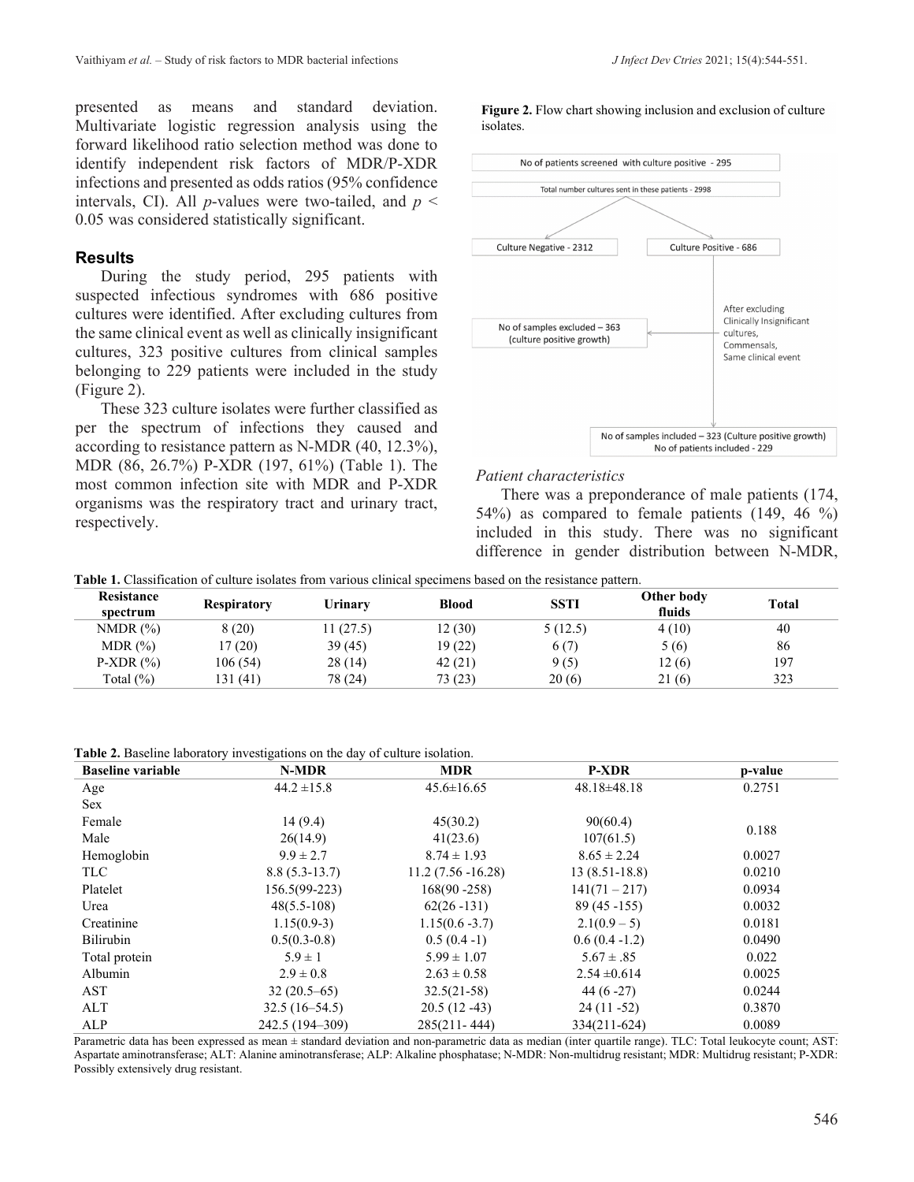presented as means and standard deviation. Multivariate logistic regression analysis using the forward likelihood ratio selection method was done to identify independent risk factors of MDR/P-XDR infections and presented as odds ratios (95% confidence intervals, CI). All $p$-values were two-tailed, and $p < 0.05$ was considered statistically significant.

## Results

During the study period, 295 patients with suspected infectious syndromes with 686 positive cultures were identified. After excluding cultures from the same clinical event as well as clinically insignificant cultures, 323 positive cultures from clinical samples belonging to 229 patients were included in the study (Figure 2).

These 323 culture isolates were further classified as per the spectrum of infections they caused and according to resistance pattern as N-MDR (40, 12.3%), MDR (86, 26.7%) P-XDR (197, 61%) (Table 1). The most common infection site with MDR and P-XDR organisms was the respiratory tract and urinary tract, respectively.

**Figure 2.** Flow chart showing inclusion and exclusion of culture isolates.

No of patients screened with culture positive - 295

Total number cultures sent in these patients - 2998

Culture Negative - 2312

Culture Positive - 686

After excluding Clinically Insignificant cultures, Commensals, Same clinical event

No of samples excluded – 363 (culture positive growth)

No of samples included – 323 (Culture positive growth)
No of patients included - 229

### Patient characteristics

There was a preponderance of male patients (174, 54%) as compared to female patients (149, 46 %) included in this study. There was no significant difference in gender distribution between N-MDR,

**Table 1.** Classification of culture isolates from various clinical specimens based on the resistance pattern.

| Resistance spectrum | Respiratory | Urinary | Blood | SSTI | Other body fluids | Total |
|---|---|---|---|---|---|---|
| NMDR (%) | 8 (20) | 11 (27.5) | 12 (30) | 5 (12.5) | 4 (10) | 40 |
| MDR (%) | 17 (20) | 39 (45) | 19 (22) | 6 (7) | 5 (6) | 86 |
| P-XDR (%) | 106 (54) | 28 (14) | 42 (21) | 9 (5) | 12 (6) | 197 |
| Total (%) | 131 (41) | 78 (24) | 73 (23) | 20 (6) | 21 (6) | 323 |

**Table 2.** Baseline laboratory investigations on the day of culture isolation.

| Baseline variable | N-MDR | MDR | P-XDR | p-value |
|---|---|---|---|---|
| Age | 44.2 ±15.8 | 45.6±16.65 | 48.18±48.18 | 0.2751 |
| Sex | | | | |
| Female | 14 (9.4) | 45(30.2) | 90(60.4) | 0.188 |
| Male | 26(14.9) | 41(23.6) | 107(61.5) | |
| Hemoglobin | 9.9 ± 2.7 | 8.74 ± 1.93 | 8.65 ± 2.24 | 0.0027 |
| TLC | 8.8 (5.3-13.7) | 11.2 (7.56 -16.28) | 13 (8.51-18.8) | 0.0210 |
| Platelet | 156.5(99-223) | 168(90 -258) | 141(71 – 217) | 0.0934 |
| Urea | 48(5.5-108) | 62(26 -131) | 89 (45 -155) | 0.0032 |
| Creatinine | 1.15(0.9-3) | 1.15(0.6 -3.7) | 2.1(0.9 – 5) | 0.0181 |
| Bilirubin | 0.5(0.3-0.8) | 0.5 (0.4 -1) | 0.6 (0.4 -1.2) | 0.0490 |
| Total protein | 5.9 ± 1 | 5.99 ± 1.07 | 5.67 ± .85 | 0.022 |
| Albumin | 2.9 ± 0.8 | 2.63 ± 0.58 | 2.54 ±0.614 | 0.0025 |
| AST | 32 (20.5–65) | 32.5(21-58) | 44 (6 -27) | 0.0244 |
| ALT | 32.5 (16–54.5) | 20.5 (12 -43) | 24 (11 -52) | 0.3870 |
| ALP | 242.5 (194–309) | 285(211- 444) | 334(211-624) | 0.0089 |

Parametric data has been expressed as mean ± standard deviation and non-parametric data as median (inter quartile range). TLC: Total leukocyte count; AST: Aspartate aminotransferase; ALT: Alanine aminotransferase; ALP: Alkaline phosphatase; N-MDR: Non-multidrug resistant; MDR: Multidrug resistant; P-XDR: Possibly extensively drug resistant.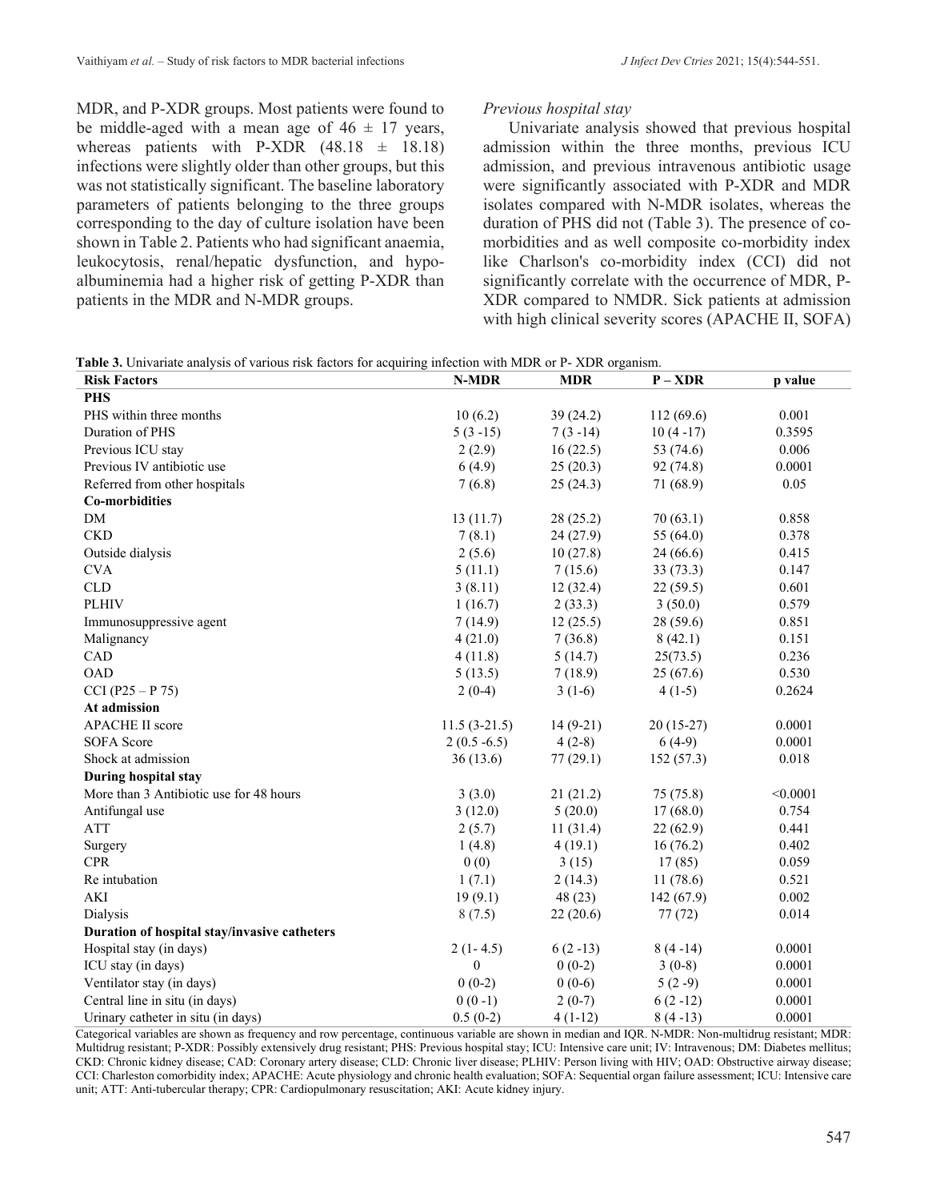MDR, and P-XDR groups. Most patients were found to be middle-aged with a mean age of $46 \pm 17$ years, whereas patients with P-XDR ($48.18 \pm 18.18$) infections were slightly older than other groups, but this was not statistically significant. The baseline laboratory parameters of patients belonging to the three groups corresponding to the day of culture isolation have been shown in Table 2. Patients who had significant anaemia, leukocytosis, renal/hepatic dysfunction, and hypo-albuminemia had a higher risk of getting P-XDR than patients in the MDR and N-MDR groups.

*Previous hospital stay*

Univariate analysis showed that previous hospital admission within the three months, previous ICU admission, and previous intravenous antibiotic usage were significantly associated with P-XDR and MDR isolates compared with N-MDR isolates, whereas the duration of PHS did not (Table 3). The presence of co-morbidities and as well composite co-morbidity index like Charlson's co-morbidity index (CCI) did not significantly correlate with the occurrence of MDR, P-XDR compared to NMDR. Sick patients at admission with high clinical severity scores (APACHE II, SOFA)

**Table 3.** Univariate analysis of various risk factors for acquiring infection with MDR or P- XDR organism.

| Risk Factors | N-MDR | MDR | P – XDR | p value |
|---|---|---|---|---|
| **PHS** | | | | |
| PHS within three months | 10 (6.2) | 39 (24.2) | 112 (69.6) | 0.001 |
| Duration of PHS | 5 (3 -15) | 7 (3 -14) | 10 (4 -17) | 0.3595 |
| Previous ICU stay | 2 (2.9) | 16 (22.5) | 53 (74.6) | 0.006 |
| Previous IV antibiotic use | 6 (4.9) | 25 (20.3) | 92 (74.8) | 0.0001 |
| Referred from other hospitals | 7 (6.8) | 25 (24.3) | 71 (68.9) | 0.05 |
| **Co-morbidities** | | | | |
| DM | 13 (11.7) | 28 (25.2) | 70 (63.1) | 0.858 |
| CKD | 7 (8.1) | 24 (27.9) | 55 (64.0) | 0.378 |
| Outside dialysis | 2 (5.6) | 10 (27.8) | 24 (66.6) | 0.415 |
| CVA | 5 (11.1) | 7 (15.6) | 33 (73.3) | 0.147 |
| CLD | 3 (8.11) | 12 (32.4) | 22 (59.5) | 0.601 |
| PLHIV | 1 (16.7) | 2 (33.3) | 3 (50.0) | 0.579 |
| Immunosuppressive agent | 7 (14.9) | 12 (25.5) | 28 (59.6) | 0.851 |
| Malignancy | 4 (21.0) | 7 (36.8) | 8 (42.1) | 0.151 |
| CAD | 4 (11.8) | 5 (14.7) | 25(73.5) | 0.236 |
| OAD | 5 (13.5) | 7 (18.9) | 25 (67.6) | 0.530 |
| CCI (P25 – P 75) | 2 (0-4) | 3 (1-6) | 4 (1-5) | 0.2624 |
| **At admission** | | | | |
| APACHE II score | 11.5 (3-21.5) | 14 (9-21) | 20 (15-27) | 0.0001 |
| SOFA Score | 2 (0.5 -6.5) | 4 (2-8) | 6 (4-9) | 0.0001 |
| Shock at admission | 36 (13.6) | 77 (29.1) | 152 (57.3) | 0.018 |
| **During hospital stay** | | | | |
| More than 3 Antibiotic use for 48 hours | 3 (3.0) | 21 (21.2) | 75 (75.8) | <0.0001 |
| Antifungal use | 3 (12.0) | 5 (20.0) | 17 (68.0) | 0.754 |
| ATT | 2 (5.7) | 11 (31.4) | 22 (62.9) | 0.441 |
| Surgery | 1 (4.8) | 4 (19.1) | 16 (76.2) | 0.402 |
| CPR | 0 (0) | 3 (15) | 17 (85) | 0.059 |
| Re intubation | 1 (7.1) | 2 (14.3) | 11 (78.6) | 0.521 |
| AKI | 19 (9.1) | 48 (23) | 142 (67.9) | 0.002 |
| Dialysis | 8 (7.5) | 22 (20.6) | 77 (72) | 0.014 |
| **Duration of hospital stay/invasive catheters** | | | | |
| Hospital stay (in days) | 2 (1- 4.5) | 6 (2 -13) | 8 (4 -14) | 0.0001 |
| ICU stay (in days) | 0 | 0 (0-2) | 3 (0-8) | 0.0001 |
| Ventilator stay (in days) | 0 (0-2) | 0 (0-6) | 5 (2 -9) | 0.0001 |
| Central line in situ (in days) | 0 (0 -1) | 2 (0-7) | 6 (2 -12) | 0.0001 |
| Urinary catheter in situ (in days) | 0.5 (0-2) | 4 (1-12) | 8 (4 -13) | 0.0001 |

Categorical variables are shown as frequency and row percentage, continuous variable are shown in median and IQR. N-MDR: Non-multidrug resistant; MDR: Multidrug resistant; P-XDR: Possibly extensively drug resistant; PHS: Previous hospital stay; ICU: Intensive care unit; IV: Intravenous; DM: Diabetes mellitus; CKD: Chronic kidney disease; CAD: Coronary artery disease; CLD: Chronic liver disease; PLHIV: Person living with HIV; OAD: Obstructive airway disease; CCI: Charleston comorbidity index; APACHE: Acute physiology and chronic health evaluation; SOFA: Sequential organ failure assessment; ICU: Intensive care unit; ATT: Anti-tubercular therapy; CPR: Cardiopulmonary resuscitation; AKI: Acute kidney injury.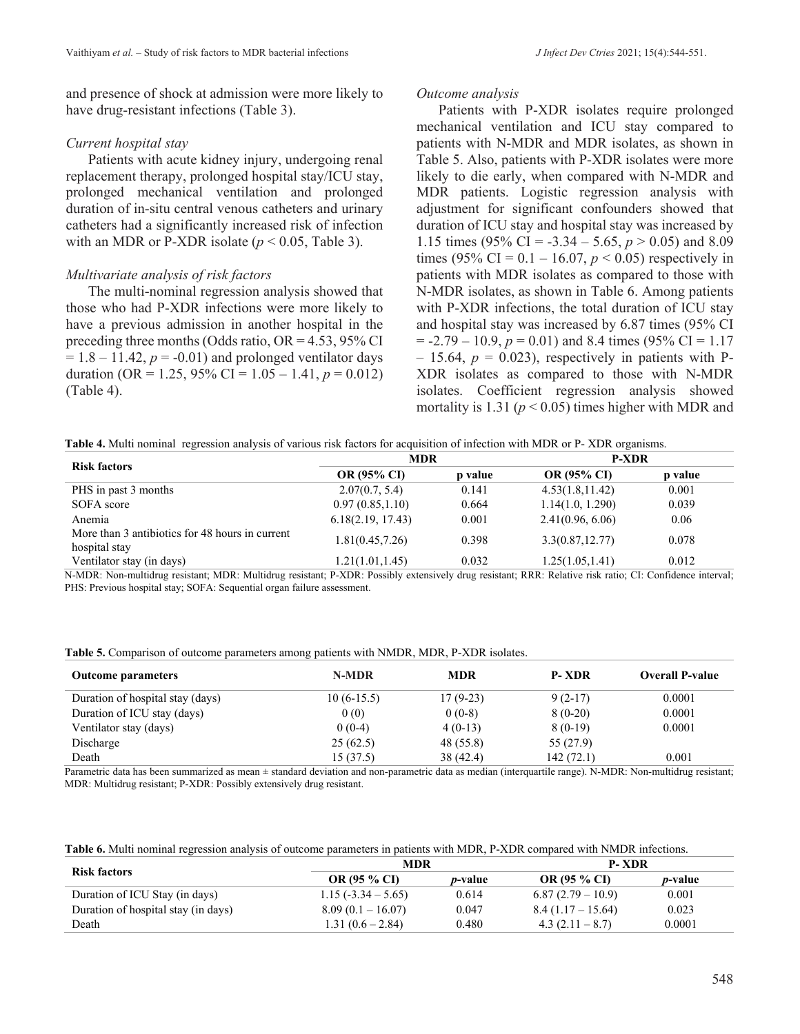and presence of shock at admission were more likely to have drug-resistant infections (Table 3).

*Current hospital stay*

Patients with acute kidney injury, undergoing renal replacement therapy, prolonged hospital stay/ICU stay, prolonged mechanical ventilation and prolonged duration of in-situ central venous catheters and urinary catheters had a significantly increased risk of infection with an MDR or P-XDR isolate ($p < 0.05$, Table 3).

*Multivariate analysis of risk factors*

The multi-nominal regression analysis showed that those who had P-XDR infections were more likely to have a previous admission in another hospital in the preceding three months (Odds ratio, OR = 4.53, 95% CI = 1.8 – 11.42, $p$ = -0.01) and prolonged ventilator days duration (OR = 1.25, 95% CI = 1.05 – 1.41, $p$ = 0.012) (Table 4).

*Outcome analysis*

Patients with P-XDR isolates require prolonged mechanical ventilation and ICU stay compared to patients with N-MDR and MDR isolates, as shown in Table 5. Also, patients with P-XDR isolates were more likely to die early, when compared with N-MDR and MDR patients. Logistic regression analysis with adjustment for significant confounders showed that duration of ICU stay and hospital stay was increased by 1.15 times (95% CI = -3.34 – 5.65, $p > 0.05$) and 8.09 times (95% CI = 0.1 – 16.07, $p < 0.05$) respectively in patients with MDR isolates as compared to those with N-MDR isolates, as shown in Table 6. Among patients with P-XDR infections, the total duration of ICU stay and hospital stay was increased by 6.87 times (95% CI = -2.79 – 10.9, $p$ = 0.01) and 8.4 times (95% CI = 1.17 – 15.64, $p$ = 0.023), respectively in patients with P-XDR isolates as compared to those with N-MDR isolates. Coefficient regression analysis showed mortality is 1.31 ($p < 0.05$) times higher with MDR and

**Table 4.** Multi nominal regression analysis of various risk factors for acquisition of infection with MDR or P- XDR organisms.

| Risk factors | MDR | | P-XDR | |
|---|---|---|---|---|
| | OR (95% CI) | p value | OR (95% CI) | p value |
| PHS in past 3 months | 2.07(0.7, 5.4) | 0.141 | 4.53(1.8,11.42) | 0.001 |
| SOFA score | 0.97 (0.85,1.10) | 0.664 | 1.14(1.0, 1.290) | 0.039 |
| Anemia | 6.18(2.19, 17.43) | 0.001 | 2.41(0.96, 6.06) | 0.06 |
| More than 3 antibiotics for 48 hours in current hospital stay | 1.81(0.45,7.26) | 0.398 | 3.3(0.87,12.77) | 0.078 |
| Ventilator stay (in days) | 1.21(1.01,1.45) | 0.032 | 1.25(1.05,1.41) | 0.012 |

N-MDR: Non-multidrug resistant; MDR: Multidrug resistant; P-XDR: Possibly extensively drug resistant; RRR: Relative risk ratio; CI: Confidence interval; PHS: Previous hospital stay; SOFA: Sequential organ failure assessment.

**Table 5.** Comparison of outcome parameters among patients with NMDR, MDR, P-XDR isolates.

| Outcome parameters | N-MDR | MDR | P- XDR | Overall P-value |
|---|---|---|---|---|
| Duration of hospital stay (days) | 10 (6-15.5) | 17 (9-23) | 9 (2-17) | 0.0001 |
| Duration of ICU stay (days) | 0 (0) | 0 (0-8) | 8 (0-20) | 0.0001 |
| Ventilator stay (days) | 0 (0-4) | 4 (0-13) | 8 (0-19) | 0.0001 |
| Discharge | 25 (62.5) | 48 (55.8) | 55 (27.9) | |
| Death | 15 (37.5) | 38 (42.4) | 142 (72.1) | 0.001 |

Parametric data has been summarized as mean ± standard deviation and non-parametric data as median (interquartile range). N-MDR: Non-multidrug resistant; MDR: Multidrug resistant; P-XDR: Possibly extensively drug resistant.

**Table 6.** Multi nominal regression analysis of outcome parameters in patients with MDR, P-XDR compared with NMDR infections.

| Risk factors | MDR | | P- XDR | |
|---|---|---|---|---|
| | OR (95 % CI) | *p*-value | OR (95 % CI) | *p*-value |
| Duration of ICU Stay (in days) | 1.15 (-3.34 – 5.65) | 0.614 | 6.87 (2.79 – 10.9) | 0.001 |
| Duration of hospital stay (in days) | 8.09 (0.1 – 16.07) | 0.047 | 8.4 (1.17 – 15.64) | 0.023 |
| Death | 1.31 (0.6 – 2.84) | 0.480 | 4.3 (2.11 – 8.7) | 0.0001 |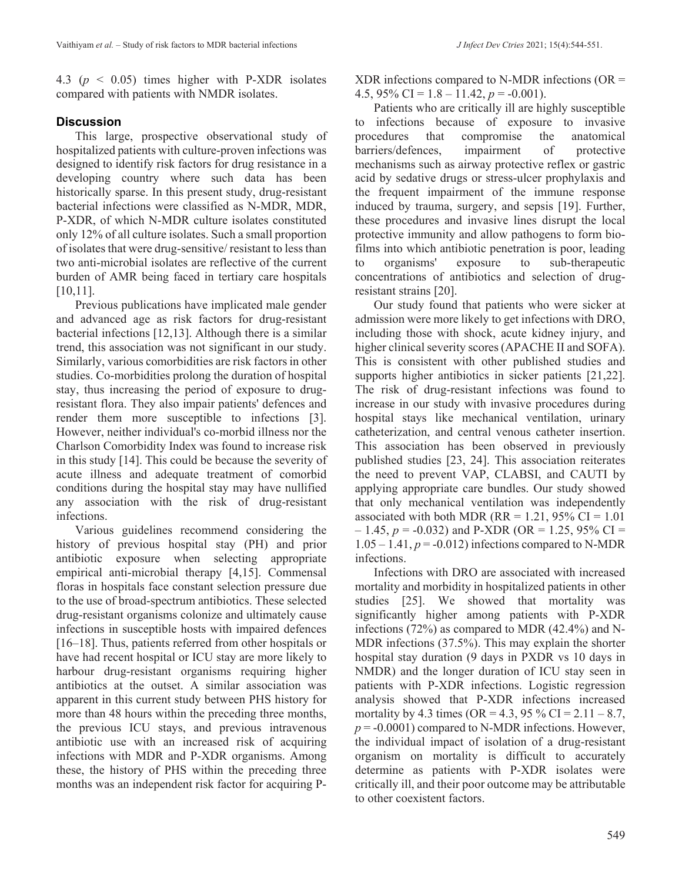4.3 ($p < 0.05$) times higher with P-XDR isolates compared with patients with NMDR isolates.

## Discussion

This large, prospective observational study of hospitalized patients with culture-proven infections was designed to identify risk factors for drug resistance in a developing country where such data has been historically sparse. In this present study, drug-resistant bacterial infections were classified as N-MDR, MDR, P-XDR, of which N-MDR culture isolates constituted only 12% of all culture isolates. Such a small proportion of isolates that were drug-sensitive/ resistant to less than two anti-microbial isolates are reflective of the current burden of AMR being faced in tertiary care hospitals [10,11].

Previous publications have implicated male gender and advanced age as risk factors for drug-resistant bacterial infections [12,13]. Although there is a similar trend, this association was not significant in our study. Similarly, various comorbidities are risk factors in other studies. Co-morbidities prolong the duration of hospital stay, thus increasing the period of exposure to drug-resistant flora. They also impair patients' defences and render them more susceptible to infections [3]. However, neither individual's co-morbid illness nor the Charlson Comorbidity Index was found to increase risk in this study [14]. This could be because the severity of acute illness and adequate treatment of comorbid conditions during the hospital stay may have nullified any association with the risk of drug-resistant infections.

Various guidelines recommend considering the history of previous hospital stay (PH) and prior antibiotic exposure when selecting appropriate empirical anti-microbial therapy [4,15]. Commensal floras in hospitals face constant selection pressure due to the use of broad-spectrum antibiotics. These selected drug-resistant organisms colonize and ultimately cause infections in susceptible hosts with impaired defences [16–18]. Thus, patients referred from other hospitals or have had recent hospital or ICU stay are more likely to harbour drug-resistant organisms requiring higher antibiotics at the outset. A similar association was apparent in this current study between PHS history for more than 48 hours within the preceding three months, the previous ICU stays, and previous intravenous antibiotic use with an increased risk of acquiring infections with MDR and P-XDR organisms. Among these, the history of PHS within the preceding three months was an independent risk factor for acquiring P-XDR infections compared to N-MDR infections (OR = 4.5, 95% CI = 1.8 – 11.42, $p$ = -0.001).

Patients who are critically ill are highly susceptible to infections because of exposure to invasive procedures that compromise the anatomical barriers/defences, impairment of protective mechanisms such as airway protective reflex or gastric acid by sedative drugs or stress-ulcer prophylaxis and the frequent impairment of the immune response induced by trauma, surgery, and sepsis [19]. Further, these procedures and invasive lines disrupt the local protective immunity and allow pathogens to form bio-films into which antibiotic penetration is poor, leading to organisms' exposure to sub-therapeutic concentrations of antibiotics and selection of drug-resistant strains [20].

Our study found that patients who were sicker at admission were more likely to get infections with DRO, including those with shock, acute kidney injury, and higher clinical severity scores (APACHE II and SOFA). This is consistent with other published studies and supports higher antibiotics in sicker patients [21,22]. The risk of drug-resistant infections was found to increase in our study with invasive procedures during hospital stays like mechanical ventilation, urinary catheterization, and central venous catheter insertion. This association has been observed in previously published studies [23, 24]. This association reiterates the need to prevent VAP, CLABSI, and CAUTI by applying appropriate care bundles. Our study showed that only mechanical ventilation was independently associated with both MDR (RR = 1.21, 95% CI = 1.01 – 1.45, $p$ = -0.032) and P-XDR (OR = 1.25, 95% CI = 1.05 – 1.41, $p$ = -0.012) infections compared to N-MDR infections.

Infections with DRO are associated with increased mortality and morbidity in hospitalized patients in other studies [25]. We showed that mortality was significantly higher among patients with P-XDR infections (72%) as compared to MDR (42.4%) and N-MDR infections (37.5%). This may explain the shorter hospital stay duration (9 days in PXDR vs 10 days in NMDR) and the longer duration of ICU stay seen in patients with P-XDR infections. Logistic regression analysis showed that P-XDR infections increased mortality by 4.3 times (OR = 4.3, 95 % CI = 2.11 – 8.7, $p$ = -0.0001) compared to N-MDR infections. However, the individual impact of isolation of a drug-resistant organism on mortality is difficult to accurately determine as patients with P-XDR isolates were critically ill, and their poor outcome may be attributable to other coexistent factors.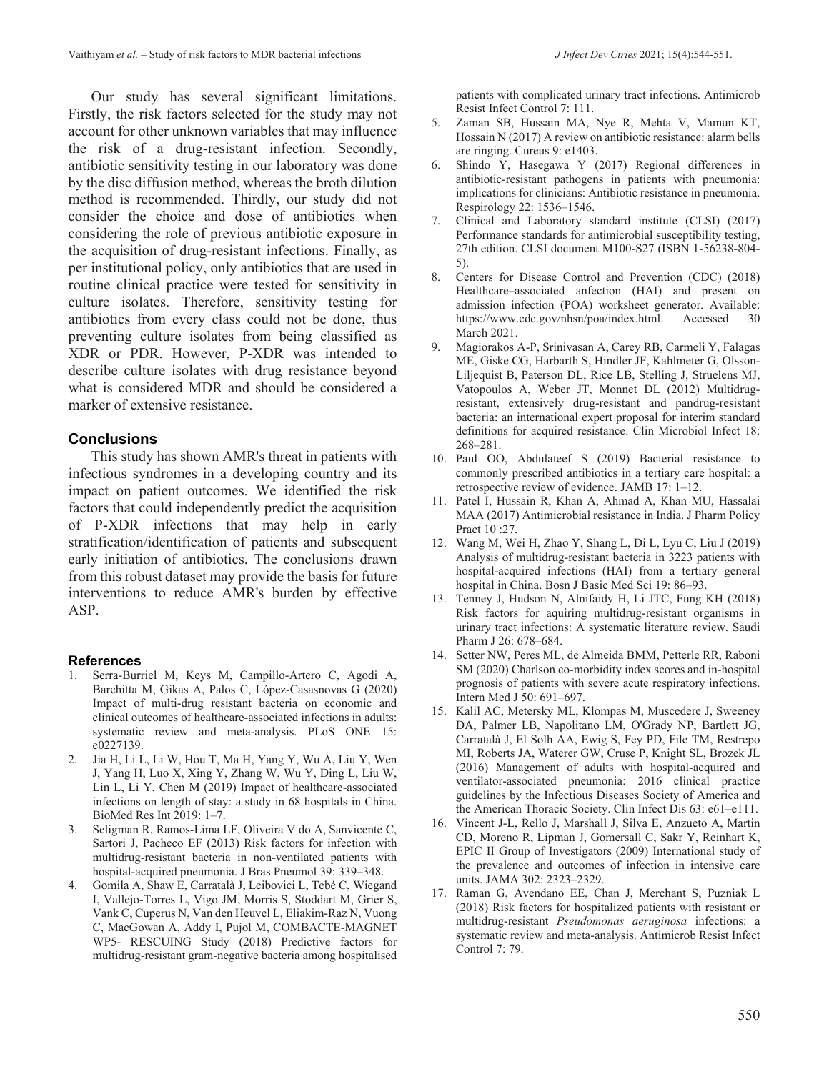Our study has several significant limitations. Firstly, the risk factors selected for the study may not account for other unknown variables that may influence the risk of a drug-resistant infection. Secondly, antibiotic sensitivity testing in our laboratory was done by the disc diffusion method, whereas the broth dilution method is recommended. Thirdly, our study did not consider the choice and dose of antibiotics when considering the role of previous antibiotic exposure in the acquisition of drug-resistant infections. Finally, as per institutional policy, only antibiotics that are used in routine clinical practice were tested for sensitivity in culture isolates. Therefore, sensitivity testing for antibiotics from every class could not be done, thus preventing culture isolates from being classified as XDR or PDR. However, P-XDR was intended to describe culture isolates with drug resistance beyond what is considered MDR and should be considered a marker of extensive resistance.

## Conclusions

This study has shown AMR's threat in patients with infectious syndromes in a developing country and its impact on patient outcomes. We identified the risk factors that could independently predict the acquisition of P-XDR infections that may help in early stratification/identification of patients and subsequent early initiation of antibiotics. The conclusions drawn from this robust dataset may provide the basis for future interventions to reduce AMR's burden by effective ASP.

## References

1. Serra-Burriel M, Keys M, Campillo-Artero C, Agodi A, Barchitta M, Gikas A, Palos C, López-Casasnovas G (2020) Impact of multi-drug resistant bacteria on economic and clinical outcomes of healthcare-associated infections in adults: systematic review and meta-analysis. PLoS ONE 15: e0227139.
2. Jia H, Li L, Li W, Hou T, Ma H, Yang Y, Wu A, Liu Y, Wen J, Yang H, Luo X, Xing Y, Zhang W, Wu Y, Ding L, Liu W, Lin L, Li Y, Chen M (2019) Impact of healthcare-associated infections on length of stay: a study in 68 hospitals in China. BioMed Res Int 2019: 1–7.
3. Seligman R, Ramos-Lima LF, Oliveira V do A, Sanvicente C, Sartori J, Pacheco EF (2013) Risk factors for infection with multidrug-resistant bacteria in non-ventilated patients with hospital-acquired pneumonia. J Bras Pneumol 39: 339–348.
4. Gomila A, Shaw E, Carratalà J, Leibovici L, Tebé C, Wiegand I, Vallejo-Torres L, Vigo JM, Morris S, Stoddart M, Grier S, Vank C, Cuperus N, Van den Heuvel L, Eliakim-Raz N, Vuong C, MacGowan A, Addy I, Pujol M, COMBACTE-MAGNET WP5- RESCUING Study (2018) Predictive factors for multidrug-resistant gram-negative bacteria among hospitalised patients with complicated urinary tract infections. Antimicrob Resist Infect Control 7: 111.
5. Zaman SB, Hussain MA, Nye R, Mehta V, Mamun KT, Hossain N (2017) A review on antibiotic resistance: alarm bells are ringing. Cureus 9: e1403.
6. Shindo Y, Hasegawa Y (2017) Regional differences in antibiotic-resistant pathogens in patients with pneumonia: implications for clinicians: Antibiotic resistance in pneumonia. Respirology 22: 1536–1546.
7. Clinical and Laboratory standard institute (CLSI) (2017) Performance standards for antimicrobial susceptibility testing, 27th edition. CLSI document M100-S27 (ISBN 1-56238-804-5).
8. Centers for Disease Control and Prevention (CDC) (2018) Healthcare–associated anfection (HAI) and present on admission infection (POA) worksheet generator. Available: https://www.cdc.gov/nhsn/poa/index.html. Accessed 30 March 2021.
9. Magiorakos A-P, Srinivasan A, Carey RB, Carmeli Y, Falagas ME, Giske CG, Harbarth S, Hindler JF, Kahlmeter G, Olsson-Liljequist B, Paterson DL, Rice LB, Stelling J, Struelens MJ, Vatopoulos A, Weber JT, Monnet DL (2012) Multidrug-resistant, extensively drug-resistant and pandrug-resistant bacteria: an international expert proposal for interim standard definitions for acquired resistance. Clin Microbiol Infect 18: 268–281.
10. Paul OO, Abdulateef S (2019) Bacterial resistance to commonly prescribed antibiotics in a tertiary care hospital: a retrospective review of evidence. JAMB 17: 1–12.
11. Patel I, Hussain R, Khan A, Ahmad A, Khan MU, Hassalai MAA (2017) Antimicrobial resistance in India. J Pharm Policy Pract 10 :27.
12. Wang M, Wei H, Zhao Y, Shang L, Di L, Lyu C, Liu J (2019) Analysis of multidrug-resistant bacteria in 3223 patients with hospital-acquired infections (HAI) from a tertiary general hospital in China. Bosn J Basic Med Sci 19: 86–93.
13. Tenney J, Hudson N, Alnifaidy H, Li JTC, Fung KH (2018) Risk factors for aquiring multidrug-resistant organisms in urinary tract infections: A systematic literature review. Saudi Pharm J 26: 678–684.
14. Setter NW, Peres ML, de Almeida BMM, Petterle RR, Raboni SM (2020) Charlson co-morbidity index scores and in-hospital prognosis of patients with severe acute respiratory infections. Intern Med J 50: 691–697.
15. Kalil AC, Metersky ML, Klompas M, Muscedere J, Sweeney DA, Palmer LB, Napolitano LM, O'Grady NP, Bartlett JG, Carratalà J, El Solh AA, Ewig S, Fey PD, File TM, Restrepo MI, Roberts JA, Waterer GW, Cruse P, Knight SL, Brozek JL (2016) Management of adults with hospital-acquired and ventilator-associated pneumonia: 2016 clinical practice guidelines by the Infectious Diseases Society of America and the American Thoracic Society. Clin Infect Dis 63: e61–e111.
16. Vincent J-L, Rello J, Marshall J, Silva E, Anzueto A, Martin CD, Moreno R, Lipman J, Gomersall C, Sakr Y, Reinhart K, EPIC II Group of Investigators (2009) International study of the prevalence and outcomes of infection in intensive care units. JAMA 302: 2323–2329.
17. Raman G, Avendano EE, Chan J, Merchant S, Puzniak L (2018) Risk factors for hospitalized patients with resistant or multidrug-resistant *Pseudomonas aeruginosa* infections: a systematic review and meta-analysis. Antimicrob Resist Infect Control 7: 79.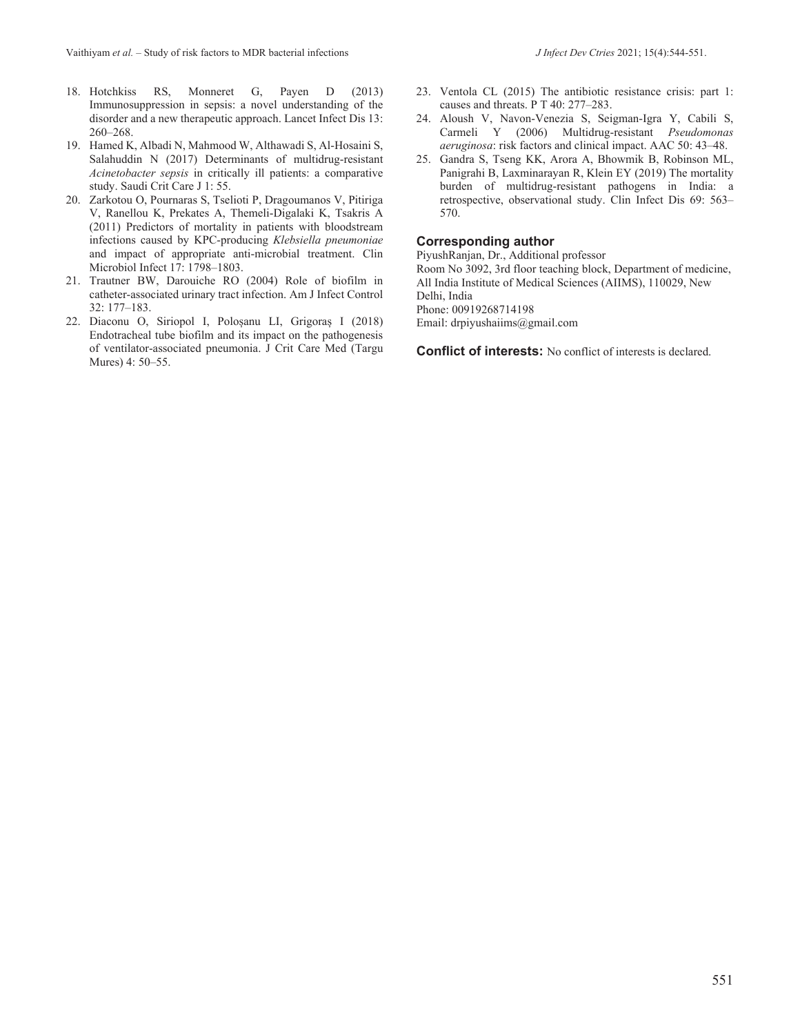18. Hotchkiss RS, Monneret G, Payen D (2013) Immunosuppression in sepsis: a novel understanding of the disorder and a new therapeutic approach. Lancet Infect Dis 13: 260–268.
19. Hamed K, Albadi N, Mahmood W, Althawadi S, Al-Hosaini S, Salahuddin N (2017) Determinants of multidrug-resistant *Acinetobacter sepsis* in critically ill patients: a comparative study. Saudi Crit Care J 1: 55.
20. Zarkotou O, Pournaras S, Tselioti P, Dragoumanos V, Pitiriga V, Ranellou K, Prekates A, Themeli-Digalaki K, Tsakris A (2011) Predictors of mortality in patients with bloodstream infections caused by KPC-producing *Klebsiella pneumoniae* and impact of appropriate anti-microbial treatment. Clin Microbiol Infect 17: 1798–1803.
21. Trautner BW, Darouiche RO (2004) Role of biofilm in catheter-associated urinary tract infection. Am J Infect Control 32: 177–183.
22. Diaconu O, Siriopol I, Poloșanu LI, Grigoraș I (2018) Endotracheal tube biofilm and its impact on the pathogenesis of ventilator-associated pneumonia. J Crit Care Med (Targu Mures) 4: 50–55.
23. Ventola CL (2015) The antibiotic resistance crisis: part 1: causes and threats. P T 40: 277–283.
24. Aloush V, Navon-Venezia S, Seigman-Igra Y, Cabili S, Carmeli Y (2006) Multidrug-resistant *Pseudomonas aeruginosa*: risk factors and clinical impact. AAC 50: 43–48.
25. Gandra S, Tseng KK, Arora A, Bhowmik B, Robinson ML, Panigrahi B, Laxminarayan R, Klein EY (2019) The mortality burden of multidrug-resistant pathogens in India: a retrospective, observational study. Clin Infect Dis 69: 563–570.

## Corresponding author

PiyushRanjan, Dr., Additional professor
Room No 3092, 3rd floor teaching block, Department of medicine, All India Institute of Medical Sciences (AIIMS), 110029, New Delhi, India
Phone: 00919268714198
Email: drpiyushaiims@gmail.com

**Conflict of interests:** No conflict of interests is declared.